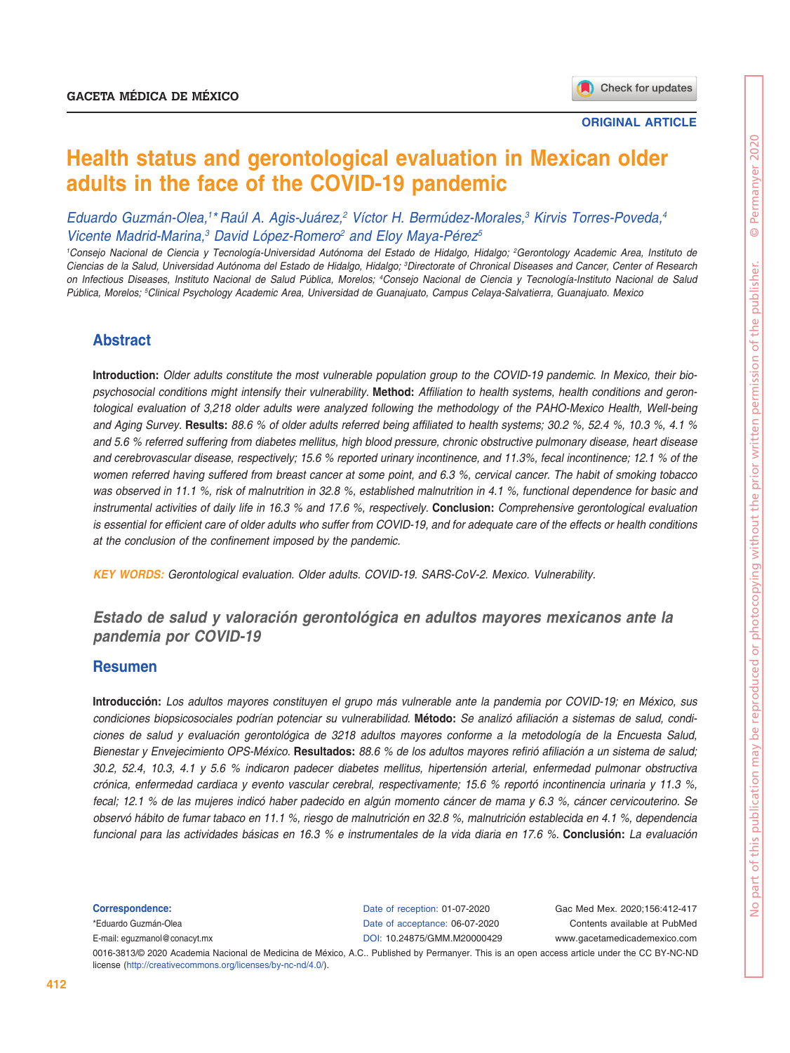ORIGINAL ARTICLE

# Health status and gerontological evaluation in Mexican older adults in the face of the COVID-19 pandemic

*Eduardo Guzmán-Olea,[1]\* Raúl A. Agis-Juárez,[2] Víctor H. Bermúdez-Morales,[3] Kirvis Torres-Poveda,[4] Vicente Madrid-Marina,[3] David López-Romero[2] and Eloy Maya-Pérez[5]*

*[1]Consejo Nacional de Ciencia y Tecnología-Universidad Autónoma del Estado de Hidalgo, Hidalgo; [2]Gerontology Academic Area, Instituto de Ciencias de la Salud, Universidad Autónoma del Estado de Hidalgo, Hidalgo; [3]Directorate of Chronical Diseases and Cancer, Center of Research on Infectious Diseases, Instituto Nacional de Salud Pública, Morelos; [4]Consejo Nacional de Ciencia y Tecnología-Instituto Nacional de Salud Pública, Morelos; [5]Clinical Psychology Academic Area, Universidad de Guanajuato, Campus Celaya-Salvatierra, Guanajuato. Mexico*

## Abstract

**Introduction:** *Older adults constitute the most vulnerable population group to the COVID-19 pandemic. In Mexico, their bio-psychosocial conditions might intensify their vulnerability.* **Method:** *Affiliation to health systems, health conditions and gerontological evaluation of 3,218 older adults were analyzed following the methodology of the PAHO-Mexico Health, Well-being and Aging Survey.* **Results:** *88.6 % of older adults referred being affiliated to health systems; 30.2 %, 52.4 %, 10.3 %, 4.1 % and 5.6 % referred suffering from diabetes mellitus, high blood pressure, chronic obstructive pulmonary disease, heart disease and cerebrovascular disease, respectively; 15.6 % reported urinary incontinence, and 11.3%, fecal incontinence; 12.1 % of the women referred having suffered from breast cancer at some point, and 6.3 %, cervical cancer. The habit of smoking tobacco was observed in 11.1 %, risk of malnutrition in 32.8 %, established malnutrition in 4.1 %, functional dependence for basic and instrumental activities of daily life in 16.3 % and 17.6 %, respectively.* **Conclusion:** *Comprehensive gerontological evaluation is essential for efficient care of older adults who suffer from COVID-19, and for adequate care of the effects or health conditions at the conclusion of the confinement imposed by the pandemic.*

**KEY WORDS:** *Gerontological evaluation. Older adults. COVID-19. SARS-CoV-2. Mexico. Vulnerability.*

### *Estado de salud y valoración gerontológica en adultos mayores mexicanos ante la pandemia por COVID-19*

## Resumen

**Introducción:** *Los adultos mayores constituyen el grupo más vulnerable ante la pandemia por COVID-19; en México, sus condiciones biopsicosociales podrían potenciar su vulnerabilidad.* **Método:** *Se analizó afiliación a sistemas de salud, condiciones de salud y evaluación gerontológica de 3218 adultos mayores conforme a la metodología de la Encuesta Salud, Bienestar y Envejecimiento OPS-México.* **Resultados:** *88.6 % de los adultos mayores refirió afiliación a un sistema de salud; 30.2, 52.4, 10.3, 4.1 y 5.6 % indicaron padecer diabetes mellitus, hipertensión arterial, enfermedad pulmonar obstructiva crónica, enfermedad cardiaca y evento vascular cerebral, respectivamente; 15.6 % reportó incontinencia urinaria y 11.3 %, fecal; 12.1 % de las mujeres indicó haber padecido en algún momento cáncer de mama y 6.3 %, cáncer cervicouterino. Se observó hábito de fumar tabaco en 11.1 %, riesgo de malnutrición en 32.8 %, malnutrición establecida en 4.1 %, dependencia funcional para las actividades básicas en 16.3 % e instrumentales de la vida diaria en 17.6 %.* **Conclusión:** *La evaluación*

**Correspondence:**
\*Eduardo Guzmán-Olea
E-mail: eguzmanol@conacyt.mx

Date of reception: 01-07-2020
Date of acceptance: 06-07-2020
DOI: 10.24875/GMM.M20000429

Gac Med Mex. 2020;156:412-417
Contents available at PubMed
www.gacetamedicademexico.com

0016-3813/© 2020 Academia Nacional de Medicina de México, A.C.. Published by Permanyer. This is an open access article under the CC BY-NC-ND license (http://creativecommons.org/licenses/by-nc-nd/4.0/).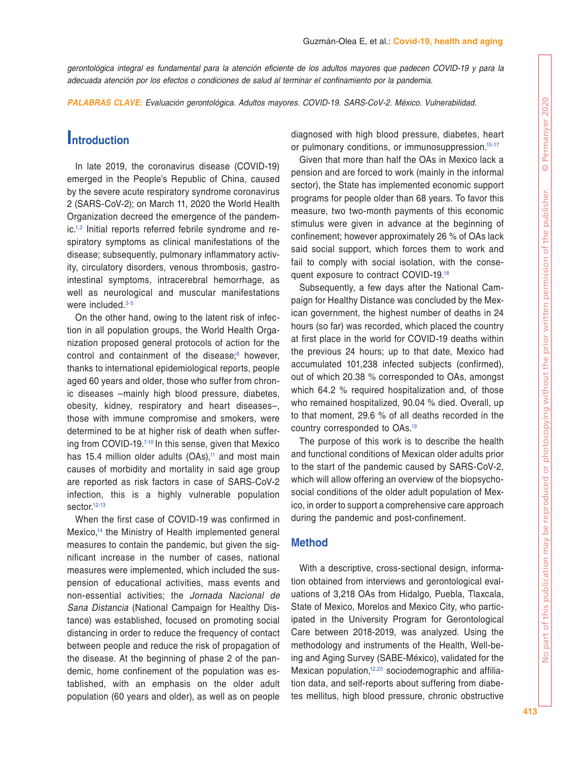*gerontológica integral es fundamental para la atención eficiente de los adultos mayores que padecen COVID-19 y para la adecuada atención por los efectos o condiciones de salud al terminar el confinamiento por la pandemia.*

***PALABRAS CLAVE:*** *Evaluación gerontológica. Adultos mayores. COVID-19. SARS-CoV-2. México. Vulnerabilidad.*

## Introduction

In late 2019, the coronavirus disease (COVID-19) emerged in the People's Republic of China, caused by the severe acute respiratory syndrome coronavirus 2 (SARS-CoV-2); on March 11, 2020 the World Health Organization decreed the emergence of the pandemic.[1,2] Initial reports referred febrile syndrome and respiratory symptoms as clinical manifestations of the disease; subsequently, pulmonary inflammatory activity, circulatory disorders, venous thrombosis, gastrointestinal symptoms, intracerebral hemorrhage, as well as neurological and muscular manifestations were included.[3-5]

On the other hand, owing to the latent risk of infection in all population groups, the World Health Organization proposed general protocols of action for the control and containment of the disease;[6] however, thanks to international epidemiological reports, people aged 60 years and older, those who suffer from chronic diseases –mainly high blood pressure, diabetes, obesity, kidney, respiratory and heart diseases–, those with immune compromise and smokers, were determined to be at higher risk of death when suffering from COVID-19.[7-10] In this sense, given that Mexico has 15.4 million older adults (OAs),[11] and most main causes of morbidity and mortality in said age group are reported as risk factors in case of SARS-CoV-2 infection, this is a highly vulnerable population sector.[12-13]

When the first case of COVID-19 was confirmed in Mexico,[14] the Ministry of Health implemented general measures to contain the pandemic, but given the significant increase in the number of cases, national measures were implemented, which included the suspension of educational activities, mass events and non-essential activities; the *Jornada Nacional de Sana Distancia* (National Campaign for Healthy Distance) was established, focused on promoting social distancing in order to reduce the frequency of contact between people and reduce the risk of propagation of the disease. At the beginning of phase 2 of the pandemic, home confinement of the population was established, with an emphasis on the older adult population (60 years and older), as well as on people diagnosed with high blood pressure, diabetes, heart or pulmonary conditions, or immunosuppression.[15-17]

Given that more than half the OAs in Mexico lack a pension and are forced to work (mainly in the informal sector), the State has implemented economic support programs for people older than 68 years. To favor this measure, two two-month payments of this economic stimulus were given in advance at the beginning of confinement; however approximately 26 % of OAs lack said social support, which forces them to work and fail to comply with social isolation, with the consequent exposure to contract COVID-19.[18]

Subsequently, a few days after the National Campaign for Healthy Distance was concluded by the Mexican government, the highest number of deaths in 24 hours (so far) was recorded, which placed the country at first place in the world for COVID-19 deaths within the previous 24 hours; up to that date, Mexico had accumulated 101,238 infected subjects (confirmed), out of which 20.38 % corresponded to OAs, amongst which 64.2 % required hospitalization and, of those who remained hospitalized, 90.04 % died. Overall, up to that moment, 29.6 % of all deaths recorded in the country corresponded to OAs.[19]

The purpose of this work is to describe the health and functional conditions of Mexican older adults prior to the start of the pandemic caused by SARS-CoV-2, which will allow offering an overview of the biopsychosocial conditions of the older adult population of Mexico, in order to support a comprehensive care approach during the pandemic and post-confinement.

## Method

With a descriptive, cross-sectional design, information obtained from interviews and gerontological evaluations of 3,218 OAs from Hidalgo, Puebla, Tlaxcala, State of Mexico, Morelos and Mexico City, who participated in the University Program for Gerontological Care between 2018-2019, was analyzed. Using the methodology and instruments of the Health, Well-being and Aging Survey (SABE-México), validated for the Mexican population,[12,20] sociodemographic and affiliation data, and self-reports about suffering from diabetes mellitus, high blood pressure, chronic obstructive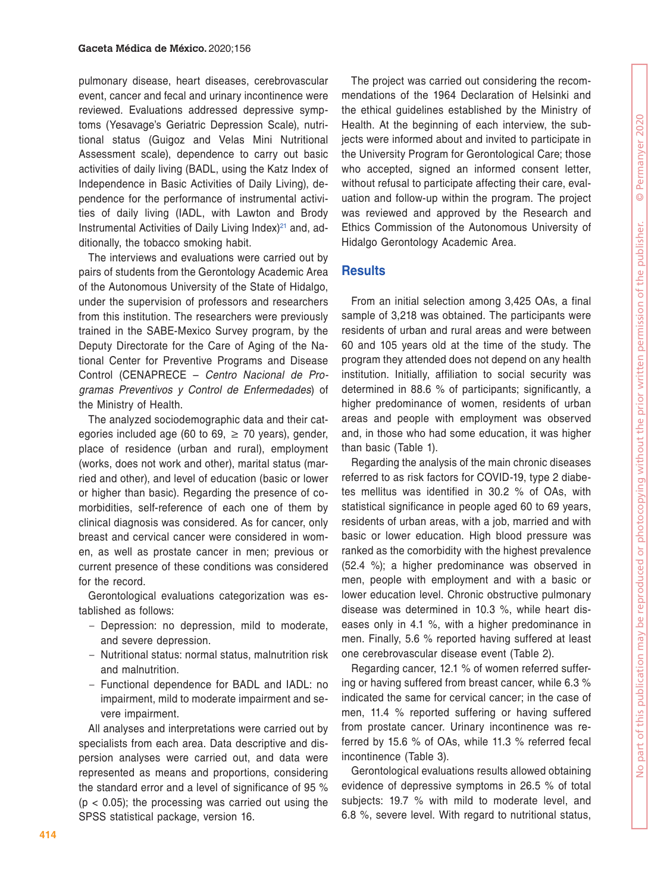pulmonary disease, heart diseases, cerebrovascular event, cancer and fecal and urinary incontinence were reviewed. Evaluations addressed depressive symptoms (Yesavage's Geriatric Depression Scale), nutritional status (Guigoz and Velas Mini Nutritional Assessment scale), dependence to carry out basic activities of daily living (BADL, using the Katz Index of Independence in Basic Activities of Daily Living), dependence for the performance of instrumental activities of daily living (IADL, with Lawton and Brody Instrumental Activities of Daily Living Index)[21] and, additionally, the tobacco smoking habit.

The interviews and evaluations were carried out by pairs of students from the Gerontology Academic Area of the Autonomous University of the State of Hidalgo, under the supervision of professors and researchers from this institution. The researchers were previously trained in the SABE-Mexico Survey program, by the Deputy Directorate for the Care of Aging of the National Center for Preventive Programs and Disease Control (CENAPRECE – *Centro Nacional de Programas Preventivos y Control de Enfermedades*) of the Ministry of Health.

The analyzed sociodemographic data and their categories included age (60 to 69, ≥ 70 years), gender, place of residence (urban and rural), employment (works, does not work and other), marital status (married and other), and level of education (basic or lower or higher than basic). Regarding the presence of comorbidities, self-reference of each one of them by clinical diagnosis was considered. As for cancer, only breast and cervical cancer were considered in women, as well as prostate cancer in men; previous or current presence of these conditions was considered for the record.

Gerontological evaluations categorization was established as follows:

- Depression: no depression, mild to moderate, and severe depression.
- Nutritional status: normal status, malnutrition risk and malnutrition.
- Functional dependence for BADL and IADL: no impairment, mild to moderate impairment and severe impairment.

All analyses and interpretations were carried out by specialists from each area. Data descriptive and dispersion analyses were carried out, and data were represented as means and proportions, considering the standard error and a level of significance of 95 % ($p < 0.05$); the processing was carried out using the SPSS statistical package, version 16.

The project was carried out considering the recommendations of the 1964 Declaration of Helsinki and the ethical guidelines established by the Ministry of Health. At the beginning of each interview, the subjects were informed about and invited to participate in the University Program for Gerontological Care; those who accepted, signed an informed consent letter, without refusal to participate affecting their care, evaluation and follow-up within the program. The project was reviewed and approved by the Research and Ethics Commission of the Autonomous University of Hidalgo Gerontology Academic Area.

## Results

From an initial selection among 3,425 OAs, a final sample of 3,218 was obtained. The participants were residents of urban and rural areas and were between 60 and 105 years old at the time of the study. The program they attended does not depend on any health institution. Initially, affiliation to social security was determined in 88.6 % of participants; significantly, a higher predominance of women, residents of urban areas and people with employment was observed and, in those who had some education, it was higher than basic (Table 1).

Regarding the analysis of the main chronic diseases referred to as risk factors for COVID-19, type 2 diabetes mellitus was identified in 30.2 % of OAs, with statistical significance in people aged 60 to 69 years, residents of urban areas, with a job, married and with basic or lower education. High blood pressure was ranked as the comorbidity with the highest prevalence (52.4 %); a higher predominance was observed in men, people with employment and with a basic or lower education level. Chronic obstructive pulmonary disease was determined in 10.3 %, while heart diseases only in 4.1 %, with a higher predominance in men. Finally, 5.6 % reported having suffered at least one cerebrovascular disease event (Table 2).

Regarding cancer, 12.1 % of women referred suffering or having suffered from breast cancer, while 6.3 % indicated the same for cervical cancer; in the case of men, 11.4 % reported suffering or having suffered from prostate cancer. Urinary incontinence was referred by 15.6 % of OAs, while 11.3 % referred fecal incontinence (Table 3).

Gerontological evaluations results allowed obtaining evidence of depressive symptoms in 26.5 % of total subjects: 19.7 % with mild to moderate level, and 6.8 %, severe level. With regard to nutritional status,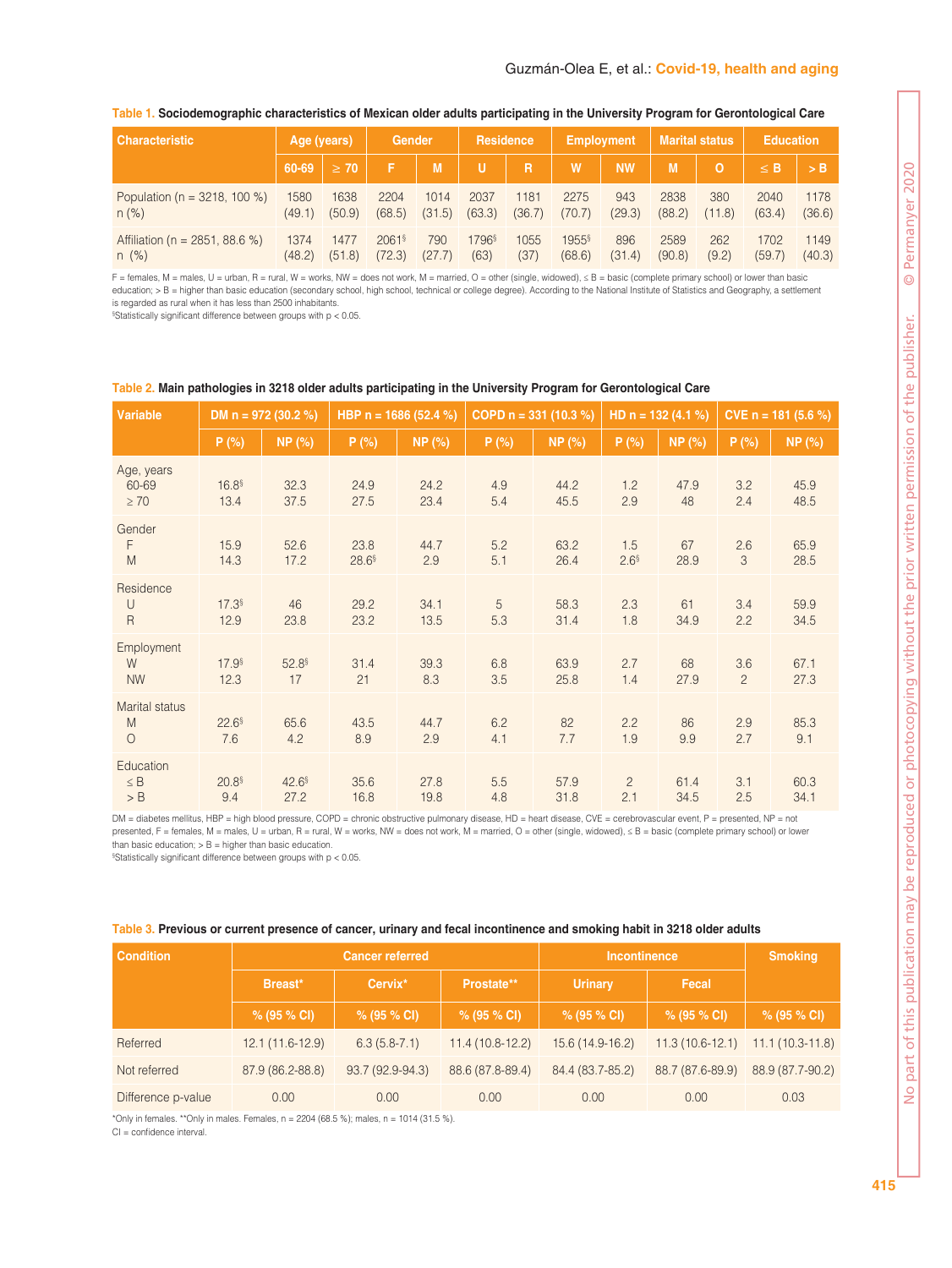**Table 1.** Sociodemographic characteristics of Mexican older adults participating in the University Program for Gerontological Care

| Characteristic | Age (years) | | Gender | | Residence | | Employment | | Marital status | | Education | |
|---|---|---|---|---|---|---|---|---|---|---|---|---|
| | 60-69 | ≥ 70 | F | M | U | R | W | NW | M | O | ≤ B | > B |
| Population (n = 3218, 100 %) n (%) | 1580 (49.1) | 1638 (50.9) | 2204 (68.5) | 1014 (31.5) | 2037 (63.3) | 1181 (36.7) | 2275 (70.7) | 943 (29.3) | 2838 (88.2) | 380 (11.8) | 2040 (63.4) | 1178 (36.6) |
| Affiliation (n = 2851, 88.6 %) n (%) | 1374 (48.2) | 1477 (51.8) | 2061§ (72.3) | 790 (27.7) | 1796§ (63) | 1055 (37) | 1955§ (68.6) | 896 (31.4) | 2589 (90.8) | 262 (9.2) | 1702 (59.7) | 1149 (40.3) |

F = females, M = males, U = urban, R = rural, W = works, NW = does not work, M = married, O = other (single, widowed), ≤ B = basic (complete primary school) or lower than basic education; > B = higher than basic education (secondary school, high school, technical or college degree). According to the National Institute of Statistics and Geography, a settlement is regarded as rural when it has less than 2500 inhabitants.
§Statistically significant difference between groups with $p < 0.05$.

**Table 2.** Main pathologies in 3218 older adults participating in the University Program for Gerontological Care

| Variable | DM n = 972 (30.2 %) | | HBP n = 1686 (52.4 %) | | COPD n = 331 (10.3 %) | | HD n = 132 (4.1 %) | | CVE n = 181 (5.6 %) | |
|---|---|---|---|---|---|---|---|---|---|---|
| | P (%) | NP (%) | P (%) | NP (%) | P (%) | NP (%) | P (%) | NP (%) | P (%) | NP (%) |
| **Age, years** | | | | | | | | | | |
| 60-69 | 16.8§ | 32.3 | 24.9 | 24.2 | 4.9 | 44.2 | 1.2 | 47.9 | 3.2 | 45.9 |
| ≥ 70 | 13.4 | 37.5 | 27.5 | 23.4 | 5.4 | 45.5 | 2.9 | 48 | 2.4 | 48.5 |
| **Gender** | | | | | | | | | | |
| F | 15.9 | 52.6 | 23.8 | 44.7 | 5.2 | 63.2 | 1.5 | 67 | 2.6 | 65.9 |
| M | 14.3 | 17.2 | 28.6§ | 2.9 | 5.1 | 26.4 | 2.6§ | 28.9 | 3 | 28.5 |
| **Residence** | | | | | | | | | | |
| U | 17.3§ | 46 | 29.2 | 34.1 | 5 | 58.3 | 2.3 | 61 | 3.4 | 59.9 |
| R | 12.9 | 23.8 | 23.2 | 13.5 | 5.3 | 31.4 | 1.8 | 34.9 | 2.2 | 34.5 |
| **Employment** | | | | | | | | | | |
| W | 17.9§ | 52.8§ | 31.4 | 39.3 | 6.8 | 63.9 | 2.7 | 68 | 3.6 | 67.1 |
| NW | 12.3 | 17 | 21 | 8.3 | 3.5 | 25.8 | 1.4 | 27.9 | 2 | 27.3 |
| **Marital status** | | | | | | | | | | |
| M | 22.6§ | 65.6 | 43.5 | 44.7 | 6.2 | 82 | 2.2 | 86 | 2.9 | 85.3 |
| O | 7.6 | 4.2 | 8.9 | 2.9 | 4.1 | 7.7 | 1.9 | 9.9 | 2.7 | 9.1 |
| **Education** | | | | | | | | | | |
| ≤ B | 20.8§ | 42.6§ | 35.6 | 27.8 | 5.5 | 57.9 | 2 | 61.4 | 3.1 | 60.3 |
| > B | 9.4 | 27.2 | 16.8 | 19.8 | 4.8 | 31.8 | 2.1 | 34.5 | 2.5 | 34.1 |

DM = diabetes mellitus, HBP = high blood pressure, COPD = chronic obstructive pulmonary disease, HD = heart disease, CVE = cerebrovascular event, P = presented, NP = not presented, F = females, M = males, U = urban, R = rural, W = works, NW = does not work, M = married, O = other (single, widowed), ≤ B = basic (complete primary school) or lower than basic education; > B = higher than basic education.
§Statistically significant difference between groups with $p < 0.05$.

**Table 3.** Previous or current presence of cancer, urinary and fecal incontinence and smoking habit in 3218 older adults

| Condition | Cancer referred | | | Incontinence | | Smoking |
|---|---|---|---|---|---|---|
| | Breast* | Cervix* | Prostate** | Urinary | Fecal | |
| | % (95 % CI) | % (95 % CI) | % (95 % CI) | % (95 % CI) | % (95 % CI) | % (95 % CI) |
| Referred | 12.1 (11.6-12.9) | 6.3 (5.8-7.1) | 11.4 (10.8-12.2) | 15.6 (14.9-16.2) | 11.3 (10.6-12.1) | 11.1 (10.3-11.8) |
| Not referred | 87.9 (86.2-88.8) | 93.7 (92.9-94.3) | 88.6 (87.8-89.4) | 84.4 (83.7-85.2) | 88.7 (87.6-89.9) | 88.9 (87.7-90.2) |
| Difference p-value | 0.00 | 0.00 | 0.00 | 0.00 | 0.00 | 0.03 |

*Only in females. **Only in males. Females, n = 2204 (68.5 %); males, n = 1014 (31.5 %).
CI = confidence interval.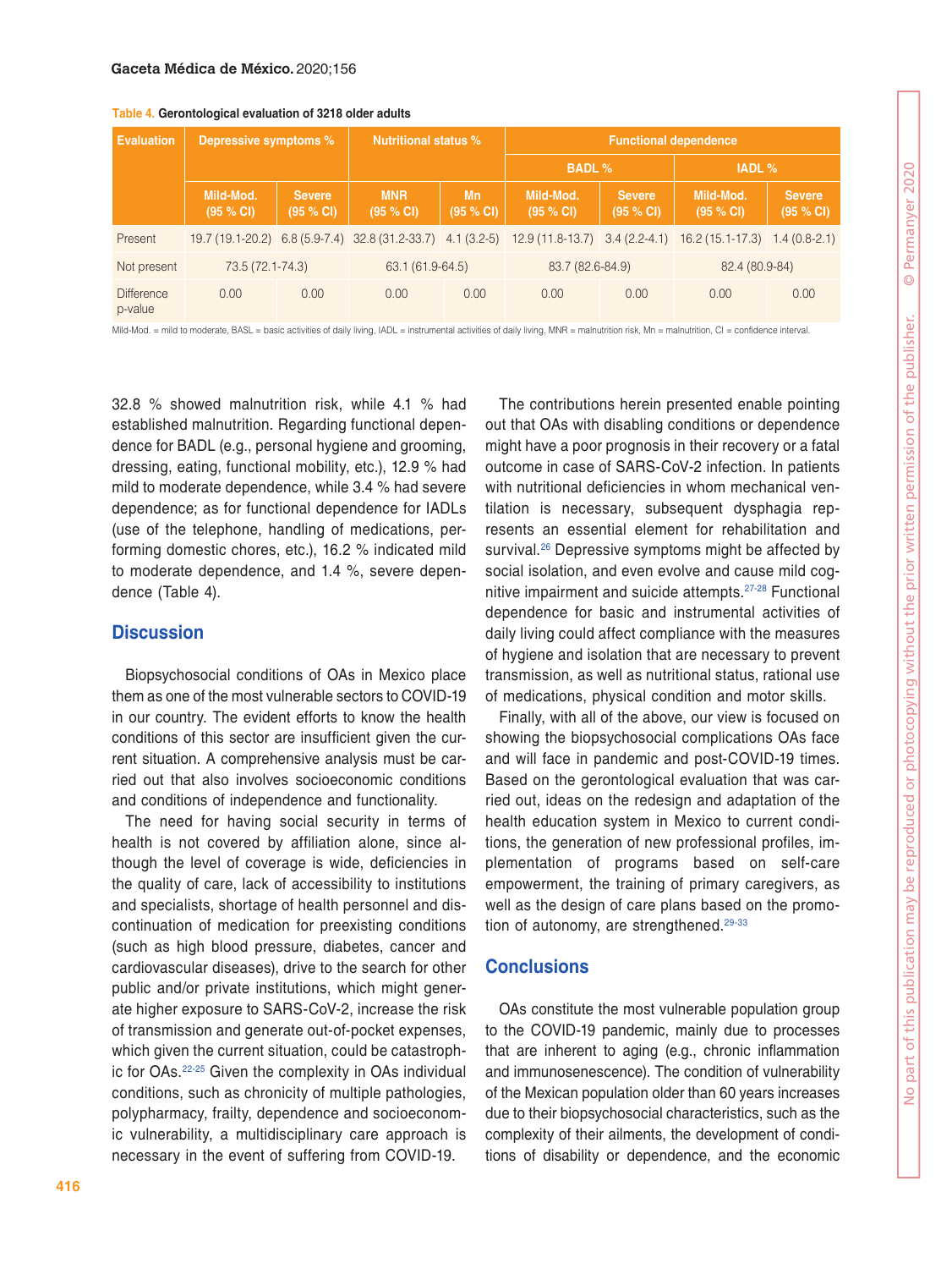**Table 4.** Gerontological evaluation of 3218 older adults

| Evaluation | Depressive symptoms % | | Nutritional status % | | Functional dependence | | | |
|---|---|---|---|---|---|---|---|---|
| | | | | | BADL % | | IADL % | |
| | Mild-Mod. (95 % CI) | Severe (95 % CI) | MNR (95 % CI) | Mn (95 % CI) | Mild-Mod. (95 % CI) | Severe (95 % CI) | Mild-Mod. (95 % CI) | Severe (95 % CI) |
| Present | 19.7 (19.1-20.2) | 6.8 (5.9-7.4) | 32.8 (31.2-33.7) | 4.1 (3.2-5) | 12.9 (11.8-13.7) | 3.4 (2.2-4.1) | 16.2 (15.1-17.3) | 1.4 (0.8-2.1) |
| Not present | 73.5 (72.1-74.3) | | 63.1 (61.9-64.5) | | 83.7 (82.6-84.9) | | 82.4 (80.9-84) | |
| Difference p-value | 0.00 | 0.00 | 0.00 | 0.00 | 0.00 | 0.00 | 0.00 | 0.00 |

Mild-Mod. = mild to moderate, BASL = basic activities of daily living, IADL = instrumental activities of daily living, MNR = malnutrition risk, Mn = malnutrition, CI = confidence interval.

32.8 % showed malnutrition risk, while 4.1 % had established malnutrition. Regarding functional dependence for BADL (e.g., personal hygiene and grooming, dressing, eating, functional mobility, etc.), 12.9 % had mild to moderate dependence, while 3.4 % had severe dependence; as for functional dependence for IADLs (use of the telephone, handling of medications, performing domestic chores, etc.), 16.2 % indicated mild to moderate dependence, and 1.4 %, severe dependence (Table 4).

## Discussion

Biopsychosocial conditions of OAs in Mexico place them as one of the most vulnerable sectors to COVID-19 in our country. The evident efforts to know the health conditions of this sector are insufficient given the current situation. A comprehensive analysis must be carried out that also involves socioeconomic conditions and conditions of independence and functionality.

The need for having social security in terms of health is not covered by affiliation alone, since although the level of coverage is wide, deficiencies in the quality of care, lack of accessibility to institutions and specialists, shortage of health personnel and discontinuation of medication for preexisting conditions (such as high blood pressure, diabetes, cancer and cardiovascular diseases), drive to the search for other public and/or private institutions, which might generate higher exposure to SARS-CoV-2, increase the risk of transmission and generate out-of-pocket expenses, which given the current situation, could be catastrophic for OAs.[22-25] Given the complexity in OAs individual conditions, such as chronicity of multiple pathologies, polypharmacy, frailty, dependence and socioeconomic vulnerability, a multidisciplinary care approach is necessary in the event of suffering from COVID-19.

The contributions herein presented enable pointing out that OAs with disabling conditions or dependence might have a poor prognosis in their recovery or a fatal outcome in case of SARS-CoV-2 infection. In patients with nutritional deficiencies in whom mechanical ventilation is necessary, subsequent dysphagia represents an essential element for rehabilitation and survival.[26] Depressive symptoms might be affected by social isolation, and even evolve and cause mild cognitive impairment and suicide attempts.[27-28] Functional dependence for basic and instrumental activities of daily living could affect compliance with the measures of hygiene and isolation that are necessary to prevent transmission, as well as nutritional status, rational use of medications, physical condition and motor skills.

Finally, with all of the above, our view is focused on showing the biopsychosocial complications OAs face and will face in pandemic and post-COVID-19 times. Based on the gerontological evaluation that was carried out, ideas on the redesign and adaptation of the health education system in Mexico to current conditions, the generation of new professional profiles, implementation of programs based on self-care empowerment, the training of primary caregivers, as well as the design of care plans based on the promotion of autonomy, are strengthened.[29-33]

## Conclusions

OAs constitute the most vulnerable population group to the COVID-19 pandemic, mainly due to processes that are inherent to aging (e.g., chronic inflammation and immunosenescence). The condition of vulnerability of the Mexican population older than 60 years increases due to their biopsychosocial characteristics, such as the complexity of their ailments, the development of conditions of disability or dependence, and the economic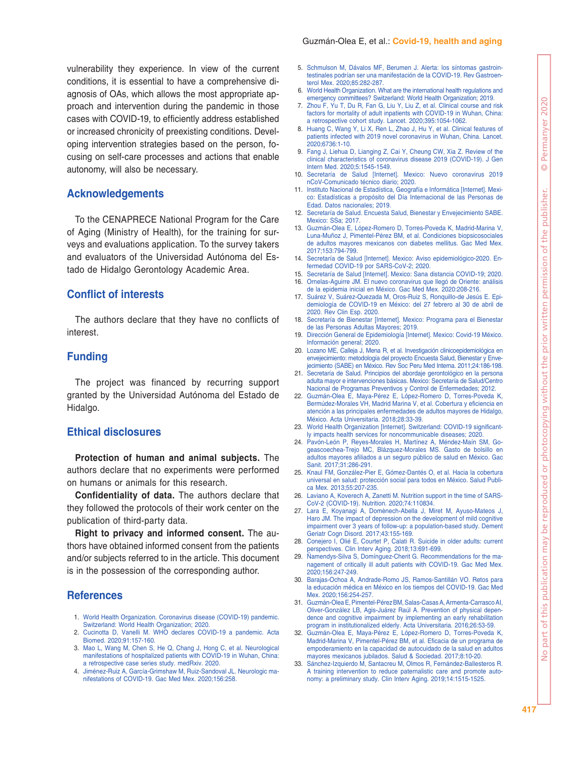vulnerability they experience. In view of the current conditions, it is essential to have a comprehensive diagnosis of OAs, which allows the most appropriate approach and intervention during the pandemic in those cases with COVID-19, to efficiently address established or increased chronicity of preexisting conditions. Developing intervention strategies based on the person, focusing on self-care processes and actions that enable autonomy, will also be necessary.

## Acknowledgements

To the CENAPRECE National Program for the Care of Aging (Ministry of Health), for the training for surveys and evaluations application. To the survey takers and evaluators of the Universidad Autónoma del Estado de Hidalgo Gerontology Academic Area.

## Conflict of interests

The authors declare that they have no conflicts of interest.

## Funding

The project was financed by recurring support granted by the Universidad Autónoma del Estado de Hidalgo.

## Ethical disclosures

**Protection of human and animal subjects.** The authors declare that no experiments were performed on humans or animals for this research.

**Confidentiality of data.** The authors declare that they followed the protocols of their work center on the publication of third-party data.

**Right to privacy and informed consent.** The authors have obtained informed consent from the patients and/or subjects referred to in the article. This document is in the possession of the corresponding author.

## References

1. World Health Organization. Coronavirus disease (COVID-19) pandemic. Switzerland: World Health Organization; 2020.
2. Cucinotta D, Vanelli M. WHO declares COVID-19 a pandemic. Acta Biomed. 2020;91:157-160.
3. Mao L, Wang M, Chen S, He Q, Chang J, Hong C, et al. Neurological manifestations of hospitalized patients with COVID-19 in Wuhan, China: a retrospective case series study. medRxiv. 2020.
4. Jiménez-Ruiz A, García-Grimshaw M, Ruiz-Sandoval JL. Neurologic manifestations of COVID-19. Gac Med Mex. 2020;156:258.
5. Schmulson M, Dávalos MF, Berumen J. Alerta: los síntomas gastrointestinales podrían ser una manifestación de la COVID-19. Rev Gastroenterol Mex. 2020;85:282-287.
6. World Health Organization. What are the international health regulations and emergency committees? Switzerland: World Health Organization; 2019.
7. Zhou F, Yu T, Du R, Fan G, Liu Y, Liu Z, et al. Clinical course and risk factors for mortality of adult inpatients with COVID-19 in Wuhan, China: a retrospective cohort study. Lancet. 2020;395:1054-1062.
8. Huang C, Wang Y, Li X, Ren L, Zhao J, Hu Y, et al. Clinical features of patients infected with 2019 novel coronavirus in Wuhan, China. Lancet. 2020;6736:1-10.
9. Fang J, Liehua D, Lianging Z, Cai Y, Cheung CW, Xia Z. Review of the clinical characteristics of coronavirus disease 2019 (COVID-19). J Gen Intern Med. 2020;5:1545-1549.
10. Secretaría de Salud [Internet]. Mexico: Nuevo coronavirus 2019 nCoV-Comunicado técnico diario; 2020.
11. Instituto Nacional de Estadística, Geografía e Informática [Internet]. Mexico: Estadísticas a propósito del Día Internacional de las Personas de Edad. Datos nacionales; 2019.
12. Secretaría de Salud. Encuesta Salud, Bienestar y Envejecimiento SABE. Mexico: SSa; 2017.
13. Guzmán-Olea E, López-Romero D, Torres-Poveda K, Madrid-Marina V, Luna-Muñoz J, Pimentel-Pérez BM, et al. Condiciones biopsicosociales de adultos mayores mexicanos con diabetes mellitus. Gac Med Mex. 2017;153:794-799.
14. Secretaría de Salud [Internet]. Mexico: Aviso epidemiológico-2020. Enfermedad COVID-19 por SARS-CoV-2; 2020.
15. Secretaría de Salud [Internet]. Mexico: Sana distancia COVID-19; 2020.
16. Ornelas-Aguirre JM. El nuevo coronavirus que llegó de Oriente: análisis de la epidemia inicial en México. Gac Med Mex. 2020:208-216.
17. Suárez V, Suárez-Quezada M, Oros-Ruiz S, Ronquillo-de-Jesús E. Epidemiología de COVID-19 en México: del 27 febrero al 30 de abril de 2020. Rev Clin Esp. 2020.
18. Secretaría de Bienestar [Internet]. Mexico: Programa para el Bienestar de las Personas Adultas Mayores; 2019.
19. Dirección General de Epidemiología [Internet]. Mexico: Covid-19 México. Información general; 2020.
20. Lozano ME, Calleja J, Mena R, et al. Investigación clinicoepidemiológica en envejecimiento: metodología del proyecto Encuesta Salud, Bienestar y Envejecimiento (SABE) en México. Rev Soc Peru Med Interna. 2011;24:186-198.
21. Secretaría de Salud. Principios del abordaje gerontológico en la persona adulta mayor e intervenciones básicas. Mexico: Secretaría de Salud/Centro Nacional de Programas Preventivos y Control de Enfermedades; 2012.
22. Guzmán-Olea E, Maya-Pérez E, López-Romero D, Torres-Poveda K, Bermúdez-Morales VH, Madrid Marina V, et al. Cobertura y eficiencia en atención a las principales enfermedades de adultos mayores de Hidalgo, México. Acta Universitaria. 2018;28:33-39.
23. World Health Organization [Internet]. Switzerland: COVID-19 significantly impacts health services for noncommunicable diseases; 2020.
24. Pavón-León P, Reyes-Morales H, Martínez A, Méndez-Maín SM, Gogeascoechea-Trejo MC, Blázquez-Morales MS. Gasto de bolsillo en adultos mayores afiliados a un seguro público de salud en México. Gac Sanit. 2017;31:286-291.
25. Knaul FM, González-Pier E, Gómez-Dantés O, et al. Hacia la cobertura universal en salud: protección social para todos en México. Salud Publica Mex. 2013;55:207-235.
26. Laviano A, Koverech A, Zanetti M. Nutrition support in the time of SARS-CoV-2 (COVID-19). Nutrition. 2020;74:110834.
27. Lara E, Koyanagi A, Domènech-Abella J, Miret M, Ayuso-Mateos J, Haro JM. The impact of depression on the development of mild cognitive impairment over 3 years of follow-up: a population-based study. Dement Geriatr Cogn Disord. 2017;43:155-169.
28. Conejero I, Olié E, Courtet P, Calati R. Suicide in older adults: current perspectives. Clin Interv Aging. 2018;13:691-699.
29. Namendys-Silva S, Domínguez-Cherit G. Recommendations for the management of critically ill adult patients with COVID-19. Gac Med Mex. 2020;156:247-249.
30. Barajas-Ochoa A, Andrade-Romo JS, Ramos-Santillán VO. Retos para la educación médica en México en los tiempos del COVID-19. Gac Med Mex. 2020;156:254-257.
31. Guzmán-Olea E, Pimentel-Pérez BM, Salas-Casas A, Armenta-Carrasco AI, Oliver-González LB, Agis-Juárez Raúl A. Prevention of physical dependence and cognitive impairment by implementing an early rehabilitation program in institutionalized elderly. Acta Universitaria. 2016;26:53-59.
32. Guzmán-Olea E, Maya-Pérez E, López-Romero D, Torres-Poveda K, Madrid-Marina V, Pimentel-Pérez BM, et al. Eficacia de un programa de empoderamiento en la capacidad de autocuidado de la salud en adultos mayores mexicanos jubilados. Salud & Sociedad. 2017;8:10-20.
33. Sánchez-Izquierdo M, Santacreu M, Olmos R, Fernández-Ballesteros R. A training intervention to reduce paternalistic care and promote autonomy: a preliminary study. Clin Interv Aging. 2019;14:1515-1525.